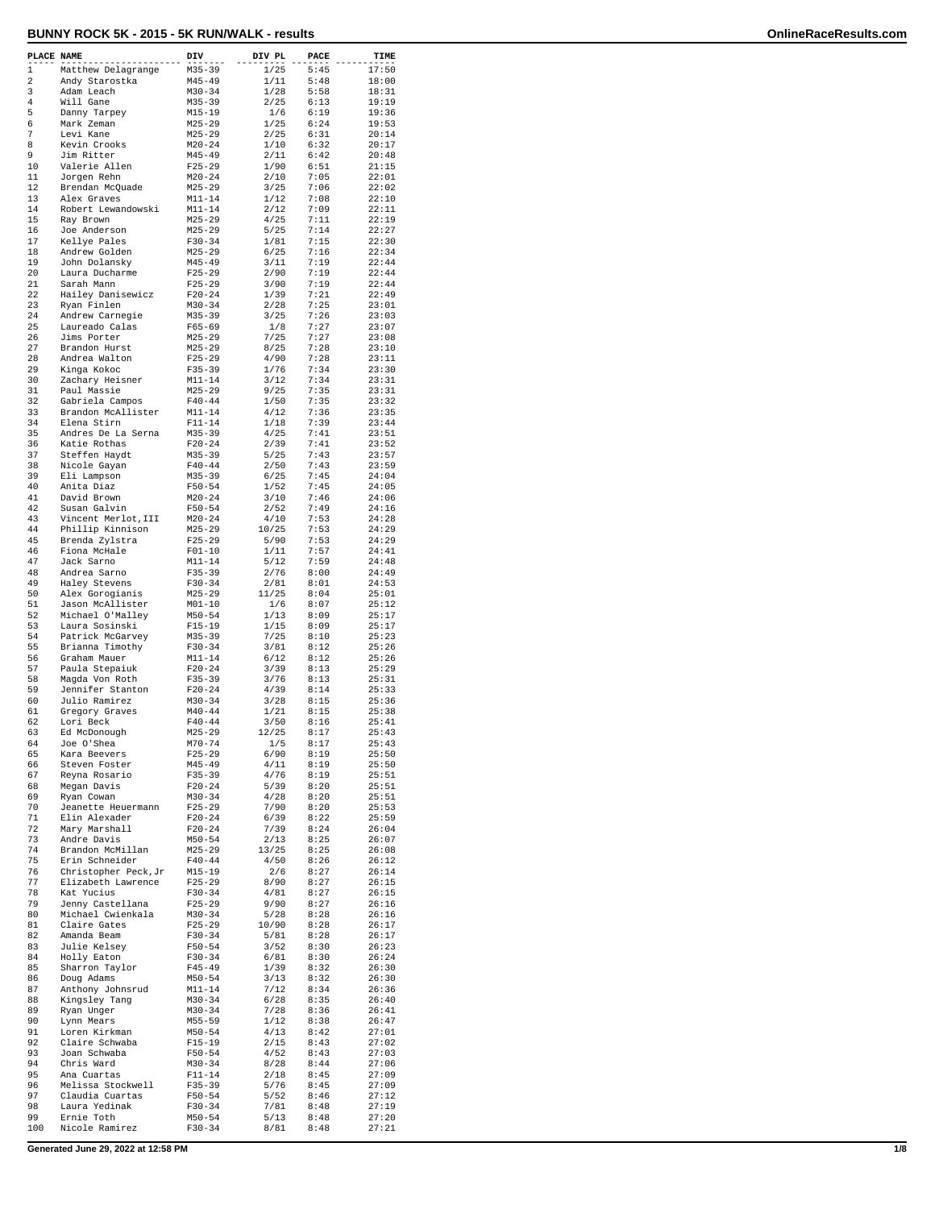# BUNNY ROCK 5K - 2015 - 5K RUN/WALK - results

| PLACE | NAME | DIV | DIV PL | PACE | TIME |
|---|---|---|---|---|---|
| 1 | Matthew Delagrange | M35-39 | 1/25 | 5:45 | 17:50 |
| 2 | Andy Starostka | M45-49 | 1/11 | 5:48 | 18:00 |
| 3 | Adam Leach | M30-34 | 1/28 | 5:58 | 18:31 |
| 4 | Will Gane | M35-39 | 2/25 | 6:13 | 19:19 |
| 5 | Danny Tarpey | M15-19 | 1/6 | 6:19 | 19:36 |
| 6 | Mark Zeman | M25-29 | 1/25 | 6:24 | 19:53 |
| 7 | Levi Kane | M25-29 | 2/25 | 6:31 | 20:14 |
| 8 | Kevin Crooks | M20-24 | 1/10 | 6:32 | 20:17 |
| 9 | Jim Ritter | M45-49 | 2/11 | 6:42 | 20:48 |
| 10 | Valerie Allen | F25-29 | 1/90 | 6:51 | 21:15 |
| 11 | Jorgen Rehn | M20-24 | 2/10 | 7:05 | 22:01 |
| 12 | Brendan McQuade | M25-29 | 3/25 | 7:06 | 22:02 |
| 13 | Alex Graves | M11-14 | 1/12 | 7:08 | 22:10 |
| 14 | Robert Lewandowski | M11-14 | 2/12 | 7:09 | 22:11 |
| 15 | Ray Brown | M25-29 | 4/25 | 7:11 | 22:19 |
| 16 | Joe Anderson | M25-29 | 5/25 | 7:14 | 22:27 |
| 17 | Kellye Pales | F30-34 | 1/81 | 7:15 | 22:30 |
| 18 | Andrew Golden | M25-29 | 6/25 | 7:16 | 22:34 |
| 19 | John Dolansky | M45-49 | 3/11 | 7:19 | 22:44 |
| 20 | Laura Ducharme | F25-29 | 2/90 | 7:19 | 22:44 |
| 21 | Sarah Mann | F25-29 | 3/90 | 7:19 | 22:44 |
| 22 | Hailey Danisewicz | F20-24 | 1/39 | 7:21 | 22:49 |
| 23 | Ryan Finlen | M30-34 | 2/28 | 7:25 | 23:01 |
| 24 | Andrew Carnegie | M35-39 | 3/25 | 7:26 | 23:03 |
| 25 | Laureado Calas | F65-69 | 1/8 | 7:27 | 23:07 |
| 26 | Jims Porter | M25-29 | 7/25 | 7:27 | 23:08 |
| 27 | Brandon Hurst | M25-29 | 8/25 | 7:28 | 23:10 |
| 28 | Andrea Walton | F25-29 | 4/90 | 7:28 | 23:11 |
| 29 | Kinga Kokoc | F35-39 | 1/76 | 7:34 | 23:30 |
| 30 | Zachary Heisner | M11-14 | 3/12 | 7:34 | 23:31 |
| 31 | Paul Massie | M25-29 | 9/25 | 7:35 | 23:31 |
| 32 | Gabriela Campos | F40-44 | 1/50 | 7:35 | 23:32 |
| 33 | Brandon McAllister | M11-14 | 4/12 | 7:36 | 23:35 |
| 34 | Elena Stirn | F11-14 | 1/18 | 7:39 | 23:44 |
| 35 | Andres De La Serna | M35-39 | 4/25 | 7:41 | 23:51 |
| 36 | Katie Rothas | F20-24 | 2/39 | 7:41 | 23:52 |
| 37 | Steffen Haydt | M35-39 | 5/25 | 7:43 | 23:57 |
| 38 | Nicole Gayan | F40-44 | 2/50 | 7:43 | 23:59 |
| 39 | Eli Lampson | M35-39 | 6/25 | 7:45 | 24:04 |
| 40 | Anita Diaz | F50-54 | 1/52 | 7:45 | 24:05 |
| 41 | David Brown | M20-24 | 3/10 | 7:46 | 24:06 |
| 42 | Susan Galvin | F50-54 | 2/52 | 7:49 | 24:16 |
| 43 | Vincent Merlot,III | M20-24 | 4/10 | 7:53 | 24:28 |
| 44 | Phillip Kinnison | M25-29 | 10/25 | 7:53 | 24:29 |
| 45 | Brenda Zylstra | F25-29 | 5/90 | 7:53 | 24:29 |
| 46 | Fiona McHale | F01-10 | 1/11 | 7:57 | 24:41 |
| 47 | Jack Sarno | M11-14 | 5/12 | 7:59 | 24:48 |
| 48 | Andrea Sarno | F35-39 | 2/76 | 8:00 | 24:49 |
| 49 | Haley Stevens | F30-34 | 2/81 | 8:01 | 24:53 |
| 50 | Alex Gorogianis | M25-29 | 11/25 | 8:04 | 25:01 |
| 51 | Jason McAllister | M01-10 | 1/6 | 8:07 | 25:12 |
| 52 | Michael O'Malley | M50-54 | 1/13 | 8:09 | 25:17 |
| 53 | Laura Sosinski | F15-19 | 1/15 | 8:09 | 25:17 |
| 54 | Patrick McGarvey | M35-39 | 7/25 | 8:10 | 25:23 |
| 55 | Brianna Timothy | F30-34 | 3/81 | 8:12 | 25:26 |
| 56 | Graham Mauer | M11-14 | 6/12 | 8:12 | 25:26 |
| 57 | Paula Stepaiuk | F20-24 | 3/39 | 8:13 | 25:29 |
| 58 | Magda Von Roth | F35-39 | 3/76 | 8:13 | 25:31 |
| 59 | Jennifer Stanton | F20-24 | 4/39 | 8:14 | 25:33 |
| 60 | Julio Ramirez | M30-34 | 3/28 | 8:15 | 25:36 |
| 61 | Gregory Graves | M40-44 | 1/21 | 8:15 | 25:38 |
| 62 | Lori Beck | F40-44 | 3/50 | 8:16 | 25:41 |
| 63 | Ed McDonough | M25-29 | 12/25 | 8:17 | 25:43 |
| 64 | Joe O'Shea | M70-74 | 1/5 | 8:17 | 25:43 |
| 65 | Kara Beevers | F25-29 | 6/90 | 8:19 | 25:50 |
| 66 | Steven Foster | M45-49 | 4/11 | 8:19 | 25:50 |
| 67 | Reyna Rosario | F35-39 | 4/76 | 8:19 | 25:51 |
| 68 | Megan Davis | F20-24 | 5/39 | 8:20 | 25:51 |
| 69 | Ryan Cowan | M30-34 | 4/28 | 8:20 | 25:51 |
| 70 | Jeanette Heuermann | F25-29 | 7/90 | 8:20 | 25:53 |
| 71 | Elin Alexader | F20-24 | 6/39 | 8:22 | 25:59 |
| 72 | Mary Marshall | F20-24 | 7/39 | 8:24 | 26:04 |
| 73 | Andre Davis | M50-54 | 2/13 | 8:25 | 26:07 |
| 74 | Brandon McMillan | M25-29 | 13/25 | 8:25 | 26:08 |
| 75 | Erin Schneider | F40-44 | 4/50 | 8:26 | 26:12 |
| 76 | Christopher Peck,Jr | M15-19 | 2/6 | 8:27 | 26:14 |
| 77 | Elizabeth Lawrence | F25-29 | 8/90 | 8:27 | 26:15 |
| 78 | Kat Yucius | F30-34 | 4/81 | 8:27 | 26:15 |
| 79 | Jenny Castellana | F25-29 | 9/90 | 8:27 | 26:16 |
| 80 | Michael Cwienkala | M30-34 | 5/28 | 8:28 | 26:16 |
| 81 | Claire Gates | F25-29 | 10/90 | 8:28 | 26:17 |
| 82 | Amanda Beam | F30-34 | 5/81 | 8:28 | 26:17 |
| 83 | Julie Kelsey | F50-54 | 3/52 | 8:30 | 26:23 |
| 84 | Holly Eaton | F30-34 | 6/81 | 8:30 | 26:24 |
| 85 | Sharron Taylor | F45-49 | 1/39 | 8:32 | 26:30 |
| 86 | Doug Adams | M50-54 | 3/13 | 8:32 | 26:30 |
| 87 | Anthony Johnsrud | M11-14 | 7/12 | 8:34 | 26:36 |
| 88 | Kingsley Tang | M30-34 | 6/28 | 8:35 | 26:40 |
| 89 | Ryan Unger | M30-34 | 7/28 | 8:36 | 26:41 |
| 90 | Lynn Mears | M55-59 | 1/12 | 8:38 | 26:47 |
| 91 | Loren Kirkman | M50-54 | 4/13 | 8:42 | 27:01 |
| 92 | Claire Schwaba | F15-19 | 2/15 | 8:43 | 27:02 |
| 93 | Joan Schwaba | F50-54 | 4/52 | 8:43 | 27:03 |
| 94 | Chris Ward | M30-34 | 8/28 | 8:44 | 27:06 |
| 95 | Ana Cuartas | F11-14 | 2/18 | 8:45 | 27:09 |
| 96 | Melissa Stockwell | F35-39 | 5/76 | 8:45 | 27:09 |
| 97 | Claudia Cuartas | F50-54 | 5/52 | 8:46 | 27:12 |
| 98 | Laura Yedinak | F30-34 | 7/81 | 8:48 | 27:19 |
| 99 | Ernie Toth | M50-54 | 5/13 | 8:48 | 27:20 |
| 100 | Nicole Ramirez | F30-34 | 8/81 | 8:48 | 27:21 |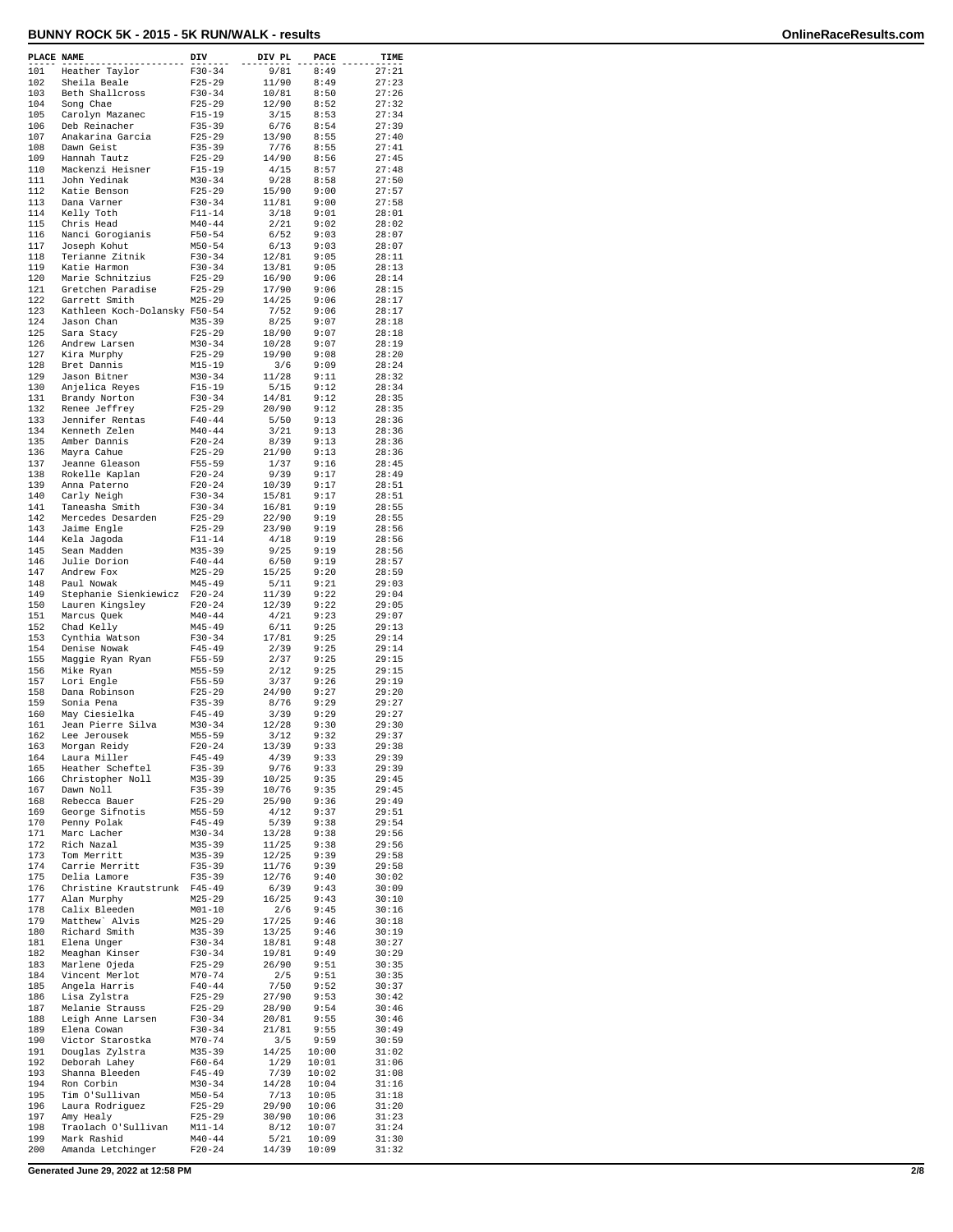# BUNNY ROCK 5K - 2015 - 5K RUN/WALK - results

| PLACE | NAME | DIV | DIV PL | PACE | TIME |
|---|---|---|---|---|---|
| 101 | Heather Taylor | F30-34 | 9/81 | 8:49 | 27:21 |
| 102 | Sheila Beale | F25-29 | 11/90 | 8:49 | 27:23 |
| 103 | Beth Shallcross | F30-34 | 10/81 | 8:50 | 27:26 |
| 104 | Song Chae | F25-29 | 12/90 | 8:52 | 27:32 |
| 105 | Carolyn Mazanec | F15-19 | 3/15 | 8:53 | 27:34 |
| 106 | Deb Reinacher | F35-39 | 6/76 | 8:54 | 27:39 |
| 107 | Anakarina Garcia | F25-29 | 13/90 | 8:55 | 27:40 |
| 108 | Dawn Geist | F35-39 | 7/76 | 8:55 | 27:41 |
| 109 | Hannah Tautz | F25-29 | 14/90 | 8:56 | 27:45 |
| 110 | Mackenzi Heisner | F15-19 | 4/15 | 8:57 | 27:48 |
| 111 | John Yedinak | M30-34 | 9/28 | 8:58 | 27:50 |
| 112 | Katie Benson | F25-29 | 15/90 | 9:00 | 27:57 |
| 113 | Dana Varner | F30-34 | 11/81 | 9:00 | 27:58 |
| 114 | Kelly Toth | F11-14 | 3/18 | 9:01 | 28:01 |
| 115 | Chris Head | M40-44 | 2/21 | 9:02 | 28:02 |
| 116 | Nanci Gorogianis | F50-54 | 6/52 | 9:03 | 28:07 |
| 117 | Joseph Kohut | M50-54 | 6/13 | 9:03 | 28:07 |
| 118 | Terianne Zitnik | F30-34 | 12/81 | 9:05 | 28:11 |
| 119 | Katie Harmon | F30-34 | 13/81 | 9:05 | 28:13 |
| 120 | Marie Schnitzius | F25-29 | 16/90 | 9:06 | 28:14 |
| 121 | Gretchen Paradise | F25-29 | 17/90 | 9:06 | 28:15 |
| 122 | Garrett Smith | M25-29 | 14/25 | 9:06 | 28:17 |
| 123 | Kathleen Koch-Dolansky | F50-54 | 7/52 | 9:06 | 28:17 |
| 124 | Jason Chan | M35-39 | 8/25 | 9:07 | 28:18 |
| 125 | Sara Stacy | F25-29 | 18/90 | 9:07 | 28:18 |
| 126 | Andrew Larsen | M30-34 | 10/28 | 9:07 | 28:19 |
| 127 | Kira Murphy | F25-29 | 19/90 | 9:08 | 28:20 |
| 128 | Bret Dannis | M15-19 | 3/6 | 9:09 | 28:24 |
| 129 | Jason Bitner | M30-34 | 11/28 | 9:11 | 28:32 |
| 130 | Anjelica Reyes | F15-19 | 5/15 | 9:12 | 28:34 |
| 131 | Brandy Norton | F30-34 | 14/81 | 9:12 | 28:35 |
| 132 | Renee Jeffrey | F25-29 | 20/90 | 9:12 | 28:35 |
| 133 | Jennifer Rentas | F40-44 | 5/50 | 9:13 | 28:36 |
| 134 | Kenneth Zelen | M40-44 | 3/21 | 9:13 | 28:36 |
| 135 | Amber Dannis | F20-24 | 8/39 | 9:13 | 28:36 |
| 136 | Mayra Cahue | F25-29 | 21/90 | 9:13 | 28:36 |
| 137 | Jeanne Gleason | F55-59 | 1/37 | 9:16 | 28:45 |
| 138 | Rokelle Kaplan | F20-24 | 9/39 | 9:17 | 28:49 |
| 139 | Anna Paterno | F20-24 | 10/39 | 9:17 | 28:51 |
| 140 | Carly Neigh | F30-34 | 15/81 | 9:17 | 28:51 |
| 141 | Taneasha Smith | F30-34 | 16/81 | 9:19 | 28:55 |
| 142 | Mercedes Desarden | F25-29 | 22/90 | 9:19 | 28:55 |
| 143 | Jaime Engle | F25-29 | 23/90 | 9:19 | 28:56 |
| 144 | Kela Jagoda | F11-14 | 4/18 | 9:19 | 28:56 |
| 145 | Sean Madden | M35-39 | 9/25 | 9:19 | 28:56 |
| 146 | Julie Dorion | F40-44 | 6/50 | 9:19 | 28:57 |
| 147 | Andrew Fox | M25-29 | 15/25 | 9:20 | 28:59 |
| 148 | Paul Nowak | M45-49 | 5/11 | 9:21 | 29:03 |
| 149 | Stephanie Sienkiewicz | F20-24 | 11/39 | 9:22 | 29:04 |
| 150 | Lauren Kingsley | F20-24 | 12/39 | 9:22 | 29:05 |
| 151 | Marcus Quek | M40-44 | 4/21 | 9:23 | 29:07 |
| 152 | Chad Kelly | M45-49 | 6/11 | 9:25 | 29:13 |
| 153 | Cynthia Watson | F30-34 | 17/81 | 9:25 | 29:14 |
| 154 | Denise Nowak | F45-49 | 2/39 | 9:25 | 29:14 |
| 155 | Maggie Ryan Ryan | F55-59 | 2/37 | 9:25 | 29:15 |
| 156 | Mike Ryan | M55-59 | 2/12 | 9:25 | 29:15 |
| 157 | Lori Engle | F55-59 | 3/37 | 9:26 | 29:19 |
| 158 | Dana Robinson | F25-29 | 24/90 | 9:27 | 29:20 |
| 159 | Sonia Pena | F35-39 | 8/76 | 9:29 | 29:27 |
| 160 | May Ciesielka | F45-49 | 3/39 | 9:29 | 29:27 |
| 161 | Jean Pierre Silva | M30-34 | 12/28 | 9:30 | 29:30 |
| 162 | Lee Jerousek | M55-59 | 3/12 | 9:32 | 29:37 |
| 163 | Morgan Reidy | F20-24 | 13/39 | 9:33 | 29:38 |
| 164 | Laura Miller | F45-49 | 4/39 | 9:33 | 29:39 |
| 165 | Heather Scheftel | F35-39 | 9/76 | 9:33 | 29:39 |
| 166 | Christopher Noll | M35-39 | 10/25 | 9:35 | 29:45 |
| 167 | Dawn Noll | F35-39 | 10/76 | 9:35 | 29:45 |
| 168 | Rebecca Bauer | F25-29 | 25/90 | 9:36 | 29:49 |
| 169 | George Sifnotis | M55-59 | 4/12 | 9:37 | 29:51 |
| 170 | Penny Polak | F45-49 | 5/39 | 9:38 | 29:54 |
| 171 | Marc Lacher | M30-34 | 13/28 | 9:38 | 29:56 |
| 172 | Rich Nazal | M35-39 | 11/25 | 9:38 | 29:56 |
| 173 | Tom Merritt | M35-39 | 12/25 | 9:39 | 29:58 |
| 174 | Carrie Merritt | F35-39 | 11/76 | 9:39 | 29:58 |
| 175 | Delia Lamore | F35-39 | 12/76 | 9:40 | 30:02 |
| 176 | Christine Krautstrunk | F45-49 | 6/39 | 9:43 | 30:09 |
| 177 | Alan Murphy | M25-29 | 16/25 | 9:43 | 30:10 |
| 178 | Calix Bleeden | M01-10 | 2/6 | 9:45 | 30:16 |
| 179 | Matthew` Alvis | M25-29 | 17/25 | 9:46 | 30:18 |
| 180 | Richard Smith | M35-39 | 13/25 | 9:46 | 30:19 |
| 181 | Elena Unger | F30-34 | 18/81 | 9:48 | 30:27 |
| 182 | Meaghan Kinser | F30-34 | 19/81 | 9:49 | 30:29 |
| 183 | Marlene Ojeda | F25-29 | 26/90 | 9:51 | 30:35 |
| 184 | Vincent Merlot | M70-74 | 2/5 | 9:51 | 30:35 |
| 185 | Angela Harris | F40-44 | 7/50 | 9:52 | 30:37 |
| 186 | Lisa Zylstra | F25-29 | 27/90 | 9:53 | 30:42 |
| 187 | Melanie Strauss | F25-29 | 28/90 | 9:54 | 30:46 |
| 188 | Leigh Anne Larsen | F30-34 | 20/81 | 9:55 | 30:46 |
| 189 | Elena Cowan | F30-34 | 21/81 | 9:55 | 30:49 |
| 190 | Victor Starostka | M70-74 | 3/5 | 9:59 | 30:59 |
| 191 | Douglas Zylstra | M35-39 | 14/25 | 10:00 | 31:02 |
| 192 | Deborah Lahey | F60-64 | 1/29 | 10:01 | 31:06 |
| 193 | Shanna Bleeden | F45-49 | 7/39 | 10:02 | 31:08 |
| 194 | Ron Corbin | M30-34 | 14/28 | 10:04 | 31:16 |
| 195 | Tim O'Sullivan | M50-54 | 7/13 | 10:05 | 31:18 |
| 196 | Laura Rodriguez | F25-29 | 29/90 | 10:06 | 31:20 |
| 197 | Amy Healy | F25-29 | 30/90 | 10:06 | 31:23 |
| 198 | Traolach O'Sullivan | M11-14 | 8/12 | 10:07 | 31:24 |
| 199 | Mark Rashid | M40-44 | 5/21 | 10:09 | 31:30 |
| 200 | Amanda Letchinger | F20-24 | 14/39 | 10:09 | 31:32 |

Generated June 29, 2022 at 12:58 PM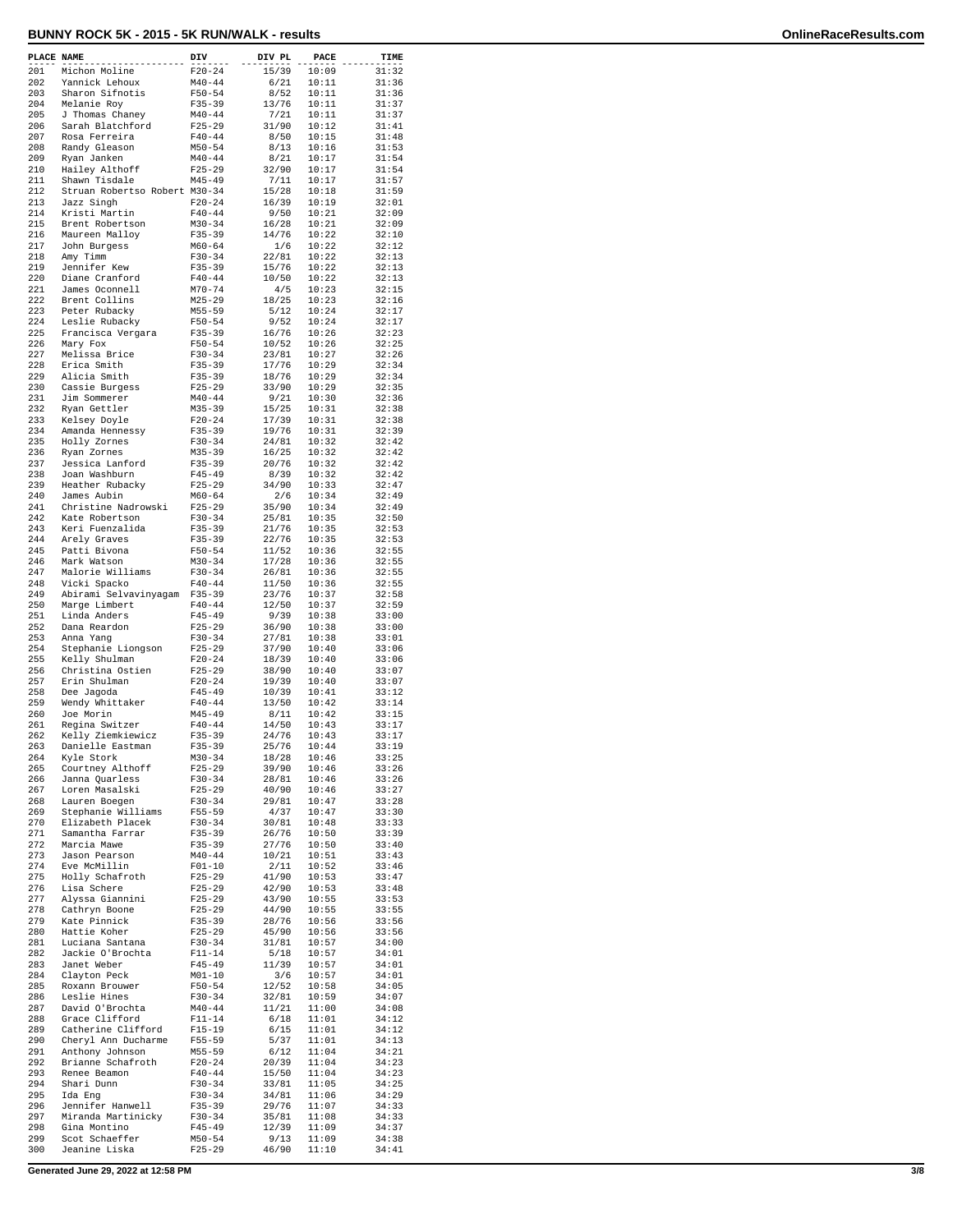# BUNNY ROCK 5K - 2015 - 5K RUN/WALK - results

| PLACE | NAME | DIV | DIV PL | PACE | TIME |
|---|---|---|---|---|---|
| 201 | Michon Moline | F20-24 | 15/39 | 10:09 | 31:32 |
| 202 | Yannick Lehoux | M40-44 | 6/21 | 10:11 | 31:36 |
| 203 | Sharon Sifnotis | F50-54 | 8/52 | 10:11 | 31:36 |
| 204 | Melanie Roy | F35-39 | 13/76 | 10:11 | 31:37 |
| 205 | J Thomas Chaney | M40-44 | 7/21 | 10:11 | 31:37 |
| 206 | Sarah Blatchford | F25-29 | 31/90 | 10:12 | 31:41 |
| 207 | Rosa Ferreira | F40-44 | 8/50 | 10:15 | 31:48 |
| 208 | Randy Gleason | M50-54 | 8/13 | 10:16 | 31:53 |
| 209 | Ryan Janken | M40-44 | 8/21 | 10:17 | 31:54 |
| 210 | Hailey Althoff | F25-29 | 32/90 | 10:17 | 31:54 |
| 211 | Shawn Tisdale | M45-49 | 7/11 | 10:17 | 31:57 |
| 212 | Struan Robertso Robert | M30-34 | 15/28 | 10:18 | 31:59 |
| 213 | Jazz Singh | F20-24 | 16/39 | 10:19 | 32:01 |
| 214 | Kristi Martin | F40-44 | 9/50 | 10:21 | 32:09 |
| 215 | Brent Robertson | M30-34 | 16/28 | 10:21 | 32:09 |
| 216 | Maureen Malloy | F35-39 | 14/76 | 10:22 | 32:10 |
| 217 | John Burgess | M60-64 | 1/6 | 10:22 | 32:12 |
| 218 | Amy Timm | F30-34 | 22/81 | 10:22 | 32:13 |
| 219 | Jennifer Kew | F35-39 | 15/76 | 10:22 | 32:13 |
| 220 | Diane Cranford | F40-44 | 10/50 | 10:22 | 32:13 |
| 221 | James Oconnell | M70-74 | 4/5 | 10:23 | 32:15 |
| 222 | Brent Collins | M25-29 | 18/25 | 10:23 | 32:16 |
| 223 | Peter Rubacky | M55-59 | 5/12 | 10:24 | 32:17 |
| 224 | Leslie Rubacky | F50-54 | 9/52 | 10:24 | 32:17 |
| 225 | Francisca Vergara | F35-39 | 16/76 | 10:26 | 32:23 |
| 226 | Mary Fox | F50-54 | 10/52 | 10:26 | 32:25 |
| 227 | Melissa Brice | F30-34 | 23/81 | 10:27 | 32:26 |
| 228 | Erica Smith | F35-39 | 17/76 | 10:29 | 32:34 |
| 229 | Alicia Smith | F35-39 | 18/76 | 10:29 | 32:34 |
| 230 | Cassie Burgess | F25-29 | 33/90 | 10:29 | 32:35 |
| 231 | Jim Sommerer | M40-44 | 9/21 | 10:30 | 32:36 |
| 232 | Ryan Gettler | M35-39 | 15/25 | 10:31 | 32:38 |
| 233 | Kelsey Doyle | F20-24 | 17/39 | 10:31 | 32:38 |
| 234 | Amanda Hennessy | F35-39 | 19/76 | 10:31 | 32:39 |
| 235 | Holly Zornes | F30-34 | 24/81 | 10:32 | 32:42 |
| 236 | Ryan Zornes | M35-39 | 16/25 | 10:32 | 32:42 |
| 237 | Jessica Lanford | F35-39 | 20/76 | 10:32 | 32:42 |
| 238 | Joan Washburn | F45-49 | 8/39 | 10:32 | 32:42 |
| 239 | Heather Rubacky | F25-29 | 34/90 | 10:33 | 32:47 |
| 240 | James Aubin | M60-64 | 2/6 | 10:34 | 32:49 |
| 241 | Christine Nadrowski | F25-29 | 35/90 | 10:34 | 32:49 |
| 242 | Kate Robertson | F30-34 | 25/81 | 10:35 | 32:50 |
| 243 | Keri Fuenzalida | F35-39 | 21/76 | 10:35 | 32:53 |
| 244 | Arely Graves | F35-39 | 22/76 | 10:35 | 32:53 |
| 245 | Patti Bivona | F50-54 | 11/52 | 10:36 | 32:55 |
| 246 | Mark Watson | M30-34 | 17/28 | 10:36 | 32:55 |
| 247 | Malorie Williams | F30-34 | 26/81 | 10:36 | 32:55 |
| 248 | Vicki Spacko | F40-44 | 11/50 | 10:36 | 32:55 |
| 249 | Abirami Selvavinyagam | F35-39 | 23/76 | 10:37 | 32:58 |
| 250 | Marge Limbert | F40-44 | 12/50 | 10:37 | 32:59 |
| 251 | Linda Anders | F45-49 | 9/39 | 10:38 | 33:00 |
| 252 | Dana Reardon | F25-29 | 36/90 | 10:38 | 33:00 |
| 253 | Anna Yang | F30-34 | 27/81 | 10:38 | 33:01 |
| 254 | Stephanie Liongson | F25-29 | 37/90 | 10:40 | 33:06 |
| 255 | Kelly Shulman | F20-24 | 18/39 | 10:40 | 33:06 |
| 256 | Christina Ostien | F25-29 | 38/90 | 10:40 | 33:07 |
| 257 | Erin Shulman | F20-24 | 19/39 | 10:40 | 33:07 |
| 258 | Dee Jagoda | F45-49 | 10/39 | 10:41 | 33:12 |
| 259 | Wendy Whittaker | F40-44 | 13/50 | 10:42 | 33:14 |
| 260 | Joe Morin | M45-49 | 8/11 | 10:42 | 33:15 |
| 261 | Regina Switzer | F40-44 | 14/50 | 10:43 | 33:17 |
| 262 | Kelly Ziemkiewicz | F35-39 | 24/76 | 10:43 | 33:17 |
| 263 | Danielle Eastman | F35-39 | 25/76 | 10:44 | 33:19 |
| 264 | Kyle Stork | M30-34 | 18/28 | 10:46 | 33:25 |
| 265 | Courtney Althoff | F25-29 | 39/90 | 10:46 | 33:26 |
| 266 | Janna Quarless | F30-34 | 28/81 | 10:46 | 33:26 |
| 267 | Loren Masalski | F25-29 | 40/90 | 10:46 | 33:27 |
| 268 | Lauren Boegen | F30-34 | 29/81 | 10:47 | 33:28 |
| 269 | Stephanie Williams | F55-59 | 4/37 | 10:47 | 33:30 |
| 270 | Elizabeth Placek | F30-34 | 30/81 | 10:48 | 33:33 |
| 271 | Samantha Farrar | F35-39 | 26/76 | 10:50 | 33:39 |
| 272 | Marcia Mawe | F35-39 | 27/76 | 10:50 | 33:40 |
| 273 | Jason Pearson | M40-44 | 10/21 | 10:51 | 33:43 |
| 274 | Eve McMillin | F01-10 | 2/11 | 10:52 | 33:46 |
| 275 | Holly Schafroth | F25-29 | 41/90 | 10:53 | 33:47 |
| 276 | Lisa Schere | F25-29 | 42/90 | 10:53 | 33:48 |
| 277 | Alyssa Giannini | F25-29 | 43/90 | 10:55 | 33:53 |
| 278 | Cathryn Boone | F25-29 | 44/90 | 10:55 | 33:55 |
| 279 | Kate Pinnick | F35-39 | 28/76 | 10:56 | 33:56 |
| 280 | Hattie Koher | F25-29 | 45/90 | 10:56 | 33:56 |
| 281 | Luciana Santana | F30-34 | 31/81 | 10:57 | 34:00 |
| 282 | Jackie O'Brochta | F11-14 | 5/18 | 10:57 | 34:01 |
| 283 | Janet Weber | F45-49 | 11/39 | 10:57 | 34:01 |
| 284 | Clayton Peck | M01-10 | 3/6 | 10:57 | 34:01 |
| 285 | Roxann Brouwer | F50-54 | 12/52 | 10:58 | 34:05 |
| 286 | Leslie Hines | F30-34 | 32/81 | 10:59 | 34:07 |
| 287 | David O'Brochta | M40-44 | 11/21 | 11:00 | 34:08 |
| 288 | Grace Clifford | F11-14 | 6/18 | 11:01 | 34:12 |
| 289 | Catherine Clifford | F15-19 | 6/15 | 11:01 | 34:12 |
| 290 | Cheryl Ann Ducharme | F55-59 | 5/37 | 11:01 | 34:13 |
| 291 | Anthony Johnson | M55-59 | 6/12 | 11:04 | 34:21 |
| 292 | Brianne Schafroth | F20-24 | 20/39 | 11:04 | 34:23 |
| 293 | Renee Beamon | F40-44 | 15/50 | 11:04 | 34:23 |
| 294 | Shari Dunn | F30-34 | 33/81 | 11:05 | 34:25 |
| 295 | Ida Eng | F30-34 | 34/81 | 11:06 | 34:29 |
| 296 | Jennifer Hanwell | F35-39 | 29/76 | 11:07 | 34:33 |
| 297 | Miranda Martinicky | F30-34 | 35/81 | 11:08 | 34:33 |
| 298 | Gina Montino | F45-49 | 12/39 | 11:09 | 34:37 |
| 299 | Scot Schaeffer | M50-54 | 9/13 | 11:09 | 34:38 |
| 300 | Jeanine Liska | F25-29 | 46/90 | 11:10 | 34:41 |

Generated June 29, 2022 at 12:58 PM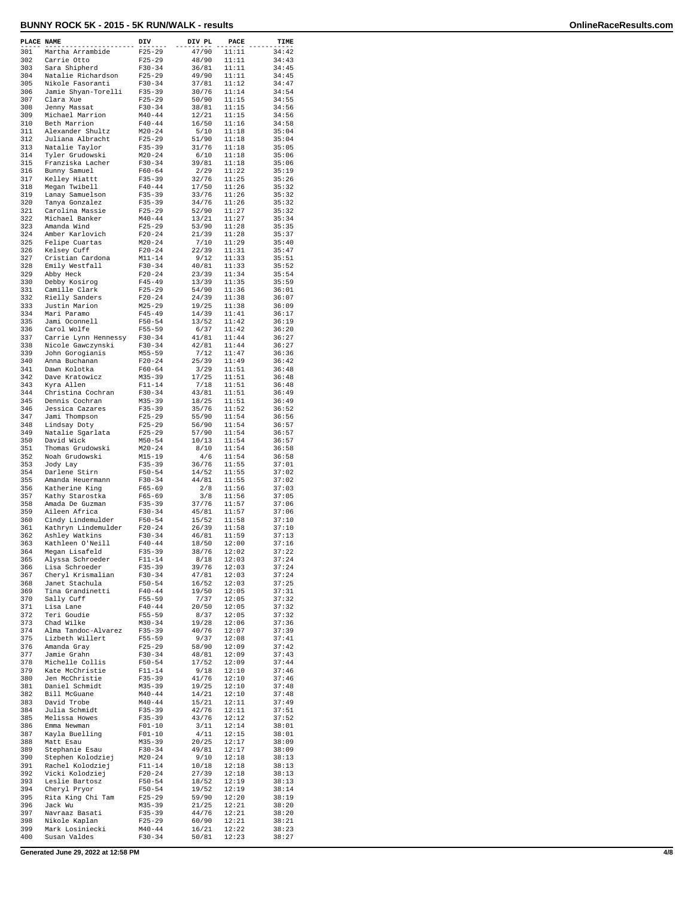# BUNNY ROCK 5K - 2015 - 5K RUN/WALK - results

| PLACE | NAME | DIV | DIV PL | PACE | TIME |
|---|---|---|---|---|---|
| 301 | Martha Arrambide | F25-29 | 47/90 | 11:11 | 34:42 |
| 302 | Carrie Otto | F25-29 | 48/90 | 11:11 | 34:43 |
| 303 | Sara Shipherd | F30-34 | 36/81 | 11:11 | 34:45 |
| 304 | Natalie Richardson | F25-29 | 49/90 | 11:11 | 34:45 |
| 305 | Nikole Fasoranti | F30-34 | 37/81 | 11:12 | 34:47 |
| 306 | Jamie Shyan-Torelli | F35-39 | 30/76 | 11:14 | 34:54 |
| 307 | Clara Xue | F25-29 | 50/90 | 11:15 | 34:55 |
| 308 | Jenny Massat | F30-34 | 38/81 | 11:15 | 34:56 |
| 309 | Michael Marrion | M40-44 | 12/21 | 11:15 | 34:56 |
| 310 | Beth Marrion | F40-44 | 16/50 | 11:16 | 34:58 |
| 311 | Alexander Shultz | M20-24 | 5/10 | 11:18 | 35:04 |
| 312 | Juliana Albracht | F25-29 | 51/90 | 11:18 | 35:04 |
| 313 | Natalie Taylor | F35-39 | 31/76 | 11:18 | 35:05 |
| 314 | Tyler Grudowski | M20-24 | 6/10 | 11:18 | 35:06 |
| 315 | Franziska Lacher | F30-34 | 39/81 | 11:18 | 35:06 |
| 316 | Bunny Samuel | F60-64 | 2/29 | 11:22 | 35:19 |
| 317 | Kelley Hiattt | F35-39 | 32/76 | 11:25 | 35:26 |
| 318 | Megan Twibell | F40-44 | 17/50 | 11:26 | 35:32 |
| 319 | Lanay Samuelson | F35-39 | 33/76 | 11:26 | 35:32 |
| 320 | Tanya Gonzalez | F35-39 | 34/76 | 11:26 | 35:32 |
| 321 | Carolina Massie | F25-29 | 52/90 | 11:27 | 35:32 |
| 322 | Michael Banker | M40-44 | 13/21 | 11:27 | 35:34 |
| 323 | Amanda Wind | F25-29 | 53/90 | 11:28 | 35:35 |
| 324 | Amber Karlovich | F20-24 | 21/39 | 11:28 | 35:37 |
| 325 | Felipe Cuartas | M20-24 | 7/10 | 11:29 | 35:40 |
| 326 | Kelsey Cuff | F20-24 | 22/39 | 11:31 | 35:47 |
| 327 | Cristian Cardona | M11-14 | 9/12 | 11:33 | 35:51 |
| 328 | Emily Westfall | F30-34 | 40/81 | 11:33 | 35:52 |
| 329 | Abby Heck | F20-24 | 23/39 | 11:34 | 35:54 |
| 330 | Debby Kosirog | F45-49 | 13/39 | 11:35 | 35:59 |
| 331 | Camille Clark | F25-29 | 54/90 | 11:36 | 36:01 |
| 332 | Rielly Sanders | F20-24 | 24/39 | 11:38 | 36:07 |
| 333 | Justin Marion | M25-29 | 19/25 | 11:38 | 36:09 |
| 334 | Mari Paramo | F45-49 | 14/39 | 11:41 | 36:17 |
| 335 | Jami Oconnell | F50-54 | 13/52 | 11:42 | 36:19 |
| 336 | Carol Wolfe | F55-59 | 6/37 | 11:42 | 36:20 |
| 337 | Carrie Lynn Hennessy | F30-34 | 41/81 | 11:44 | 36:27 |
| 338 | Nicole Gawczynski | F30-34 | 42/81 | 11:44 | 36:27 |
| 339 | John Gorogianis | M55-59 | 7/12 | 11:47 | 36:36 |
| 340 | Anna Buchanan | F20-24 | 25/39 | 11:49 | 36:42 |
| 341 | Dawn Kolotka | F60-64 | 3/29 | 11:51 | 36:48 |
| 342 | Dave Kratowicz | M35-39 | 17/25 | 11:51 | 36:48 |
| 343 | Kyra Allen | F11-14 | 7/18 | 11:51 | 36:48 |
| 344 | Christina Cochran | F30-34 | 43/81 | 11:51 | 36:49 |
| 345 | Dennis Cochran | M35-39 | 18/25 | 11:51 | 36:49 |
| 346 | Jessica Cazares | F35-39 | 35/76 | 11:52 | 36:52 |
| 347 | Jami Thompson | F25-29 | 55/90 | 11:54 | 36:56 |
| 348 | Lindsay Doty | F25-29 | 56/90 | 11:54 | 36:57 |
| 349 | Natalie Sgarlata | F25-29 | 57/90 | 11:54 | 36:57 |
| 350 | David Wick | M50-54 | 10/13 | 11:54 | 36:57 |
| 351 | Thomas Grudowski | M20-24 | 8/10 | 11:54 | 36:58 |
| 352 | Noah Grudowski | M15-19 | 4/6 | 11:54 | 36:58 |
| 353 | Jody Lay | F35-39 | 36/76 | 11:55 | 37:01 |
| 354 | Darlene Stirn | F50-54 | 14/52 | 11:55 | 37:02 |
| 355 | Amanda Heuermann | F30-34 | 44/81 | 11:55 | 37:02 |
| 356 | Katherine King | F65-69 | 2/8 | 11:56 | 37:03 |
| 357 | Kathy Starostka | F65-69 | 3/8 | 11:56 | 37:05 |
| 358 | Amada De Guzman | F35-39 | 37/76 | 11:57 | 37:06 |
| 359 | Aileen Africa | F30-34 | 45/81 | 11:57 | 37:06 |
| 360 | Cindy Lindemulder | F50-54 | 15/52 | 11:58 | 37:10 |
| 361 | Kathryn Lindemulder | F20-24 | 26/39 | 11:58 | 37:10 |
| 362 | Ashley Watkins | F30-34 | 46/81 | 11:59 | 37:13 |
| 363 | Kathleen O'Neill | F40-44 | 18/50 | 12:00 | 37:16 |
| 364 | Megan Lisafeld | F35-39 | 38/76 | 12:02 | 37:22 |
| 365 | Alyssa Schroeder | F11-14 | 8/18 | 12:03 | 37:24 |
| 366 | Lisa Schroeder | F35-39 | 39/76 | 12:03 | 37:24 |
| 367 | Cheryl Krismalian | F30-34 | 47/81 | 12:03 | 37:24 |
| 368 | Janet Stachula | F50-54 | 16/52 | 12:03 | 37:25 |
| 369 | Tina Grandinetti | F40-44 | 19/50 | 12:05 | 37:31 |
| 370 | Sally Cuff | F55-59 | 7/37 | 12:05 | 37:32 |
| 371 | Lisa Lane | F40-44 | 20/50 | 12:05 | 37:32 |
| 372 | Teri Goudie | F55-59 | 8/37 | 12:05 | 37:32 |
| 373 | Chad Wilke | M30-34 | 19/28 | 12:06 | 37:36 |
| 374 | Alma Tandoc-Alvarez | F35-39 | 40/76 | 12:07 | 37:39 |
| 375 | Lizbeth Willert | F55-59 | 9/37 | 12:08 | 37:41 |
| 376 | Amanda Gray | F25-29 | 58/90 | 12:09 | 37:42 |
| 377 | Jamie Grahn | F30-34 | 48/81 | 12:09 | 37:43 |
| 378 | Michelle Collis | F50-54 | 17/52 | 12:09 | 37:44 |
| 379 | Kate McChristie | F11-14 | 9/18 | 12:10 | 37:46 |
| 380 | Jen McChristie | F35-39 | 41/76 | 12:10 | 37:46 |
| 381 | Daniel Schmidt | M35-39 | 19/25 | 12:10 | 37:48 |
| 382 | Bill McGuane | M40-44 | 14/21 | 12:10 | 37:48 |
| 383 | David Trobe | M40-44 | 15/21 | 12:11 | 37:49 |
| 384 | Julia Schmidt | F35-39 | 42/76 | 12:11 | 37:51 |
| 385 | Melissa Howes | F35-39 | 43/76 | 12:12 | 37:52 |
| 386 | Emma Newman | F01-10 | 3/11 | 12:14 | 38:01 |
| 387 | Kayla Buelling | F01-10 | 4/11 | 12:15 | 38:01 |
| 388 | Matt Esau | M35-39 | 20/25 | 12:17 | 38:09 |
| 389 | Stephanie Esau | F30-34 | 49/81 | 12:17 | 38:09 |
| 390 | Stephen Kolodziej | M20-24 | 9/10 | 12:18 | 38:13 |
| 391 | Rachel Kolodziej | F11-14 | 10/18 | 12:18 | 38:13 |
| 392 | Vicki Kolodziej | F20-24 | 27/39 | 12:18 | 38:13 |
| 393 | Leslie Bartosz | F50-54 | 18/52 | 12:19 | 38:13 |
| 394 | Cheryl Pryor | F50-54 | 19/52 | 12:19 | 38:14 |
| 395 | Rita King Chi Tam | F25-29 | 59/90 | 12:20 | 38:19 |
| 396 | Jack Wu | M35-39 | 21/25 | 12:21 | 38:20 |
| 397 | Navraaz Basati | F35-39 | 44/76 | 12:21 | 38:20 |
| 398 | Nikole Kaplan | F25-29 | 60/90 | 12:21 | 38:21 |
| 399 | Mark Losiniecki | M40-44 | 16/21 | 12:22 | 38:23 |
| 400 | Susan Valdes | F30-34 | 50/81 | 12:23 | 38:27 |

Generated June 29, 2022 at 12:58 PM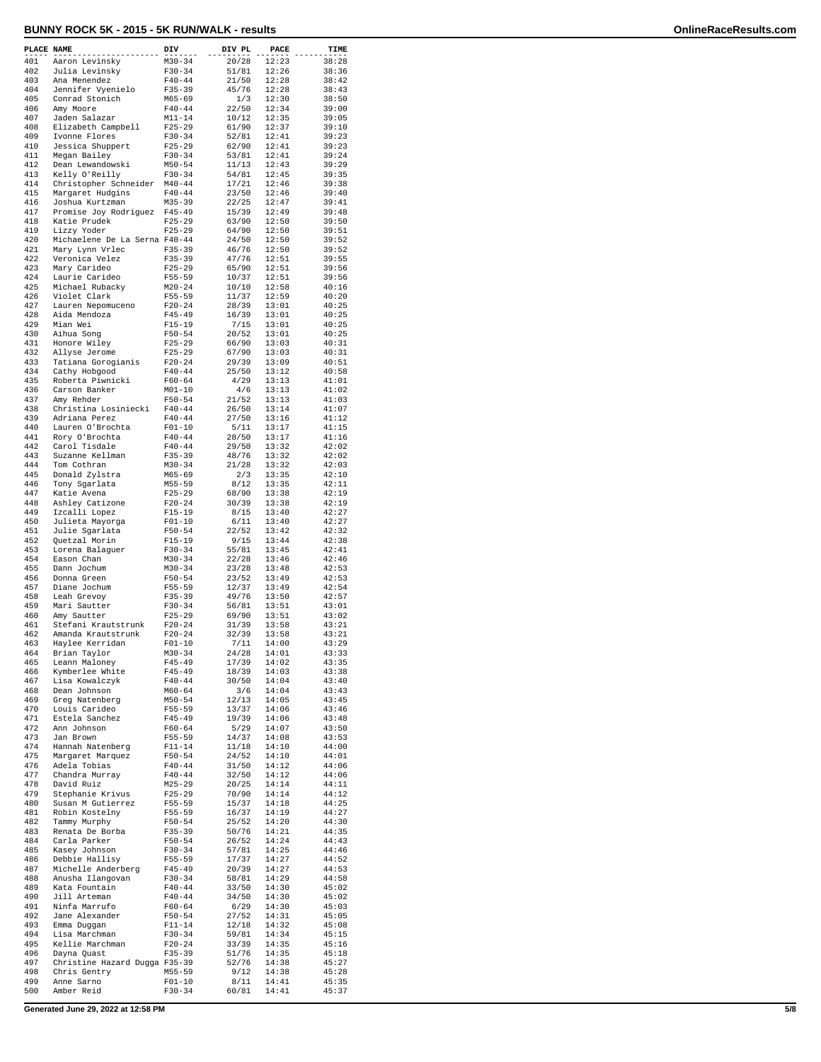# BUNNY ROCK 5K - 2015 - 5K RUN/WALK - results

| PLACE | NAME | DIV | DIV PL | PACE | TIME |
|---|---|---|---|---|---|
| 401 | Aaron Levinsky | M30-34 | 20/28 | 12:23 | 38:28 |
| 402 | Julia Levinsky | F30-34 | 51/81 | 12:26 | 38:36 |
| 403 | Ana Menendez | F40-44 | 21/50 | 12:28 | 38:42 |
| 404 | Jennifer Vyenielo | F35-39 | 45/76 | 12:28 | 38:43 |
| 405 | Conrad Stonich | M65-69 | 1/3 | 12:30 | 38:50 |
| 406 | Amy Moore | F40-44 | 22/50 | 12:34 | 39:00 |
| 407 | Jaden Salazar | M11-14 | 10/12 | 12:35 | 39:05 |
| 408 | Elizabeth Campbell | F25-29 | 61/90 | 12:37 | 39:10 |
| 409 | Ivonne Flores | F30-34 | 52/81 | 12:41 | 39:23 |
| 410 | Jessica Shuppert | F25-29 | 62/90 | 12:41 | 39:23 |
| 411 | Megan Bailey | F30-34 | 53/81 | 12:41 | 39:24 |
| 412 | Dean Lewandowski | M50-54 | 11/13 | 12:43 | 39:29 |
| 413 | Kelly O'Reilly | F30-34 | 54/81 | 12:45 | 39:35 |
| 414 | Christopher Schneider | M40-44 | 17/21 | 12:46 | 39:38 |
| 415 | Margaret Hudgins | F40-44 | 23/50 | 12:46 | 39:40 |
| 416 | Joshua Kurtzman | M35-39 | 22/25 | 12:47 | 39:41 |
| 417 | Promise Joy Rodriguez | F45-49 | 15/39 | 12:49 | 39:48 |
| 418 | Katie Prudek | F25-29 | 63/90 | 12:50 | 39:50 |
| 419 | Lizzy Yoder | F25-29 | 64/90 | 12:50 | 39:51 |
| 420 | Michaelene De La Serna | F40-44 | 24/50 | 12:50 | 39:52 |
| 421 | Mary Lynn Vrlec | F35-39 | 46/76 | 12:50 | 39:52 |
| 422 | Veronica Velez | F35-39 | 47/76 | 12:51 | 39:55 |
| 423 | Mary Carideo | F25-29 | 65/90 | 12:51 | 39:56 |
| 424 | Laurie Carideo | F55-59 | 10/37 | 12:51 | 39:56 |
| 425 | Michael Rubacky | M20-24 | 10/10 | 12:58 | 40:16 |
| 426 | Violet Clark | F55-59 | 11/37 | 12:59 | 40:20 |
| 427 | Lauren Nepomuceno | F20-24 | 28/39 | 13:01 | 40:25 |
| 428 | Aida Mendoza | F45-49 | 16/39 | 13:01 | 40:25 |
| 429 | Mian Wei | F15-19 | 7/15 | 13:01 | 40:25 |
| 430 | Aihua Song | F50-54 | 20/52 | 13:01 | 40:25 |
| 431 | Honore Wiley | F25-29 | 66/90 | 13:03 | 40:31 |
| 432 | Allyse Jerome | F25-29 | 67/90 | 13:03 | 40:31 |
| 433 | Tatiana Gorogianis | F20-24 | 29/39 | 13:09 | 40:51 |
| 434 | Cathy Hobgood | F40-44 | 25/50 | 13:12 | 40:58 |
| 435 | Roberta Piwnicki | F60-64 | 4/29 | 13:13 | 41:01 |
| 436 | Carson Banker | M01-10 | 4/6 | 13:13 | 41:02 |
| 437 | Amy Rehder | F50-54 | 21/52 | 13:13 | 41:03 |
| 438 | Christina Losiniecki | F40-44 | 26/50 | 13:14 | 41:07 |
| 439 | Adriana Perez | F40-44 | 27/50 | 13:16 | 41:12 |
| 440 | Lauren O'Brochta | F01-10 | 5/11 | 13:17 | 41:15 |
| 441 | Rory O'Brochta | F40-44 | 28/50 | 13:17 | 41:16 |
| 442 | Carol Tisdale | F40-44 | 29/50 | 13:32 | 42:02 |
| 443 | Suzanne Kellman | F35-39 | 48/76 | 13:32 | 42:02 |
| 444 | Tom Cothran | M30-34 | 21/28 | 13:32 | 42:03 |
| 445 | Donald Zylstra | M65-69 | 2/3 | 13:35 | 42:10 |
| 446 | Tony Sgarlata | M55-59 | 8/12 | 13:35 | 42:11 |
| 447 | Katie Avena | F25-29 | 68/90 | 13:38 | 42:19 |
| 448 | Ashley Catizone | F20-24 | 30/39 | 13:38 | 42:19 |
| 449 | Izcalli Lopez | F15-19 | 8/15 | 13:40 | 42:27 |
| 450 | Julieta Mayorga | F01-10 | 6/11 | 13:40 | 42:27 |
| 451 | Julie Sgarlata | F50-54 | 22/52 | 13:42 | 42:32 |
| 452 | Quetzal Morin | F15-19 | 9/15 | 13:44 | 42:38 |
| 453 | Lorena Balaguer | F30-34 | 55/81 | 13:45 | 42:41 |
| 454 | Eason Chan | M30-34 | 22/28 | 13:46 | 42:46 |
| 455 | Dann Jochum | M30-34 | 23/28 | 13:48 | 42:53 |
| 456 | Donna Green | F50-54 | 23/52 | 13:49 | 42:53 |
| 457 | Diane Jochum | F55-59 | 12/37 | 13:49 | 42:54 |
| 458 | Leah Grevoy | F35-39 | 49/76 | 13:50 | 42:57 |
| 459 | Mari Sautter | F30-34 | 56/81 | 13:51 | 43:01 |
| 460 | Amy Sautter | F25-29 | 69/90 | 13:51 | 43:02 |
| 461 | Stefani Krautstrunk | F20-24 | 31/39 | 13:58 | 43:21 |
| 462 | Amanda Krautstrunk | F20-24 | 32/39 | 13:58 | 43:21 |
| 463 | Haylee Kerridan | F01-10 | 7/11 | 14:00 | 43:29 |
| 464 | Brian Taylor | M30-34 | 24/28 | 14:01 | 43:33 |
| 465 | Leann Maloney | F45-49 | 17/39 | 14:02 | 43:35 |
| 466 | Kymberlee White | F45-49 | 18/39 | 14:03 | 43:38 |
| 467 | Lisa Kowalczyk | F40-44 | 30/50 | 14:04 | 43:40 |
| 468 | Dean Johnson | M60-64 | 3/6 | 14:04 | 43:43 |
| 469 | Greg Natenberg | M50-54 | 12/13 | 14:05 | 43:45 |
| 470 | Louis Carideo | F55-59 | 13/37 | 14:06 | 43:46 |
| 471 | Estela Sanchez | F45-49 | 19/39 | 14:06 | 43:48 |
| 472 | Ann Johnson | F60-64 | 5/29 | 14:07 | 43:50 |
| 473 | Jan Brown | F55-59 | 14/37 | 14:08 | 43:53 |
| 474 | Hannah Natenberg | F11-14 | 11/18 | 14:10 | 44:00 |
| 475 | Margaret Marquez | F50-54 | 24/52 | 14:10 | 44:01 |
| 476 | Adela Tobias | F40-44 | 31/50 | 14:12 | 44:06 |
| 477 | Chandra Murray | F40-44 | 32/50 | 14:12 | 44:06 |
| 478 | David Ruiz | M25-29 | 20/25 | 14:14 | 44:11 |
| 479 | Stephanie Krivus | F25-29 | 70/90 | 14:14 | 44:12 |
| 480 | Susan M Gutierrez | F55-59 | 15/37 | 14:18 | 44:25 |
| 481 | Robin Kostelny | F55-59 | 16/37 | 14:19 | 44:27 |
| 482 | Tammy Murphy | F50-54 | 25/52 | 14:20 | 44:30 |
| 483 | Renata De Borba | F35-39 | 50/76 | 14:21 | 44:35 |
| 484 | Carla Parker | F50-54 | 26/52 | 14:24 | 44:43 |
| 485 | Kasey Johnson | F30-34 | 57/81 | 14:25 | 44:46 |
| 486 | Debbie Hallisy | F55-59 | 17/37 | 14:27 | 44:52 |
| 487 | Michelle Anderberg | F45-49 | 20/39 | 14:27 | 44:53 |
| 488 | Anusha Ilangovan | F30-34 | 58/81 | 14:29 | 44:58 |
| 489 | Kata Fountain | F40-44 | 33/50 | 14:30 | 45:02 |
| 490 | Jill Arteman | F40-44 | 34/50 | 14:30 | 45:02 |
| 491 | Ninfa Marrufo | F60-64 | 6/29 | 14:30 | 45:03 |
| 492 | Jane Alexander | F50-54 | 27/52 | 14:31 | 45:05 |
| 493 | Emma Duggan | F11-14 | 12/18 | 14:32 | 45:08 |
| 494 | Lisa Marchman | F30-34 | 59/81 | 14:34 | 45:15 |
| 495 | Kellie Marchman | F20-24 | 33/39 | 14:35 | 45:16 |
| 496 | Dayna Quast | F35-39 | 51/76 | 14:35 | 45:18 |
| 497 | Christine Hazard Dugga | F35-39 | 52/76 | 14:38 | 45:27 |
| 498 | Chris Gentry | M55-59 | 9/12 | 14:38 | 45:28 |
| 499 | Anne Sarno | F01-10 | 8/11 | 14:41 | 45:35 |
| 500 | Amber Reid | F30-34 | 60/81 | 14:41 | 45:37 |

Generated June 29, 2022 at 12:58 PM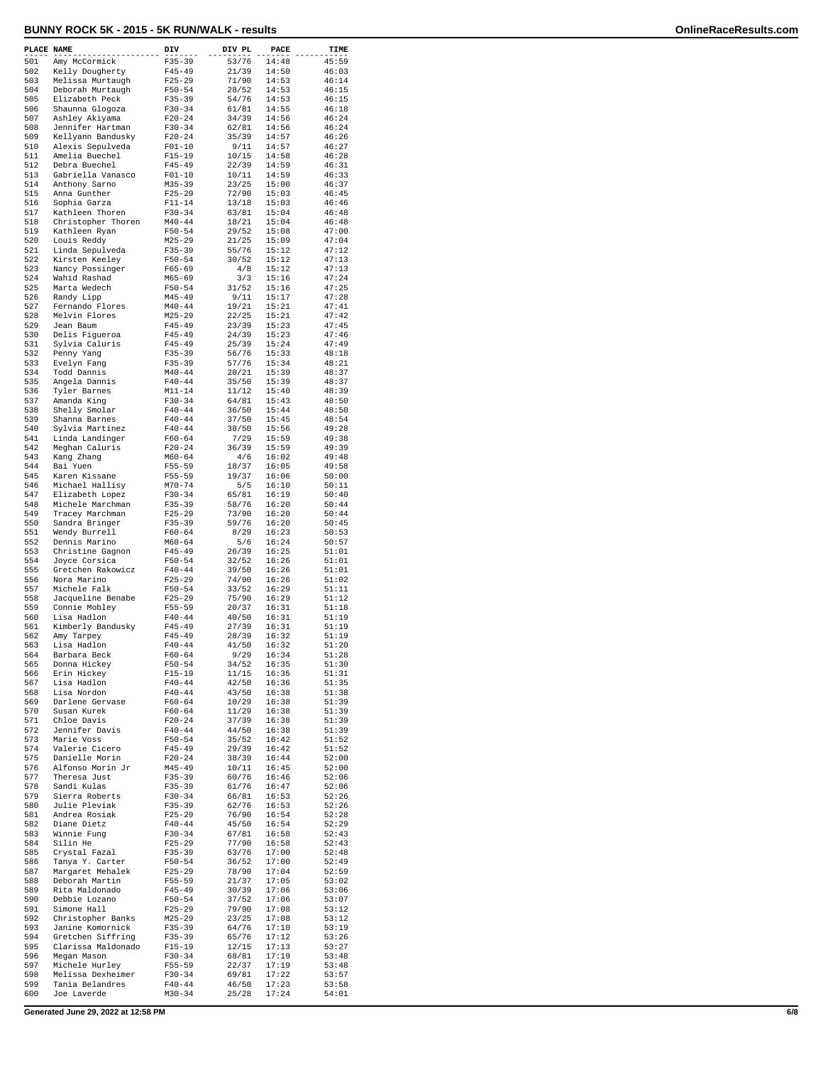# BUNNY ROCK 5K - 2015 - 5K RUN/WALK - results

| PLACE | NAME | DIV | DIV PL | PACE | TIME |
|---|---|---|---|---|---|
| 501 | Amy McCormick | F35-39 | 53/76 | 14:48 | 45:59 |
| 502 | Kelly Dougherty | F45-49 | 21/39 | 14:50 | 46:03 |
| 503 | Melissa Murtaugh | F25-29 | 71/90 | 14:53 | 46:14 |
| 504 | Deborah Murtaugh | F50-54 | 28/52 | 14:53 | 46:15 |
| 505 | Elizabeth Peck | F35-39 | 54/76 | 14:53 | 46:15 |
| 506 | Shaunna Glogoza | F30-34 | 61/81 | 14:55 | 46:18 |
| 507 | Ashley Akiyama | F20-24 | 34/39 | 14:56 | 46:24 |
| 508 | Jennifer Hartman | F30-34 | 62/81 | 14:56 | 46:24 |
| 509 | Kellyann Bandusky | F20-24 | 35/39 | 14:57 | 46:26 |
| 510 | Alexis Sepulveda | F01-10 | 9/11 | 14:57 | 46:27 |
| 511 | Amelia Buechel | F15-19 | 10/15 | 14:58 | 46:28 |
| 512 | Debra Buechel | F45-49 | 22/39 | 14:59 | 46:31 |
| 513 | Gabriella Vanasco | F01-10 | 10/11 | 14:59 | 46:33 |
| 514 | Anthony Sarno | M35-39 | 23/25 | 15:00 | 46:37 |
| 515 | Anna Gunther | F25-29 | 72/90 | 15:03 | 46:45 |
| 516 | Sophia Garza | F11-14 | 13/18 | 15:03 | 46:46 |
| 517 | Kathleen Thoren | F30-34 | 63/81 | 15:04 | 46:48 |
| 518 | Christopher Thoren | M40-44 | 18/21 | 15:04 | 46:48 |
| 519 | Kathleen Ryan | F50-54 | 29/52 | 15:08 | 47:00 |
| 520 | Louis Reddy | M25-29 | 21/25 | 15:09 | 47:04 |
| 521 | Linda Sepulveda | F35-39 | 55/76 | 15:12 | 47:12 |
| 522 | Kirsten Keeley | F50-54 | 30/52 | 15:12 | 47:13 |
| 523 | Nancy Possinger | F65-69 | 4/8 | 15:12 | 47:13 |
| 524 | Wahid Rashad | M65-69 | 3/3 | 15:16 | 47:24 |
| 525 | Marta Wedech | F50-54 | 31/52 | 15:16 | 47:25 |
| 526 | Randy Lipp | M45-49 | 9/11 | 15:17 | 47:28 |
| 527 | Fernando Flores | M40-44 | 19/21 | 15:21 | 47:41 |
| 528 | Melvin Flores | M25-29 | 22/25 | 15:21 | 47:42 |
| 529 | Jean Baum | F45-49 | 23/39 | 15:23 | 47:45 |
| 530 | Delis Figueroa | F45-49 | 24/39 | 15:23 | 47:46 |
| 531 | Sylvia Caluris | F45-49 | 25/39 | 15:24 | 47:49 |
| 532 | Penny Yang | F35-39 | 56/76 | 15:33 | 48:18 |
| 533 | Evelyn Fang | F35-39 | 57/76 | 15:34 | 48:21 |
| 534 | Todd Dannis | M40-44 | 20/21 | 15:39 | 48:37 |
| 535 | Angela Dannis | F40-44 | 35/50 | 15:39 | 48:37 |
| 536 | Tyler Barnes | M11-14 | 11/12 | 15:40 | 48:39 |
| 537 | Amanda King | F30-34 | 64/81 | 15:43 | 48:50 |
| 538 | Shelly Smolar | F40-44 | 36/50 | 15:44 | 48:50 |
| 539 | Shanna Barnes | F40-44 | 37/50 | 15:45 | 48:54 |
| 540 | Sylvia Martinez | F40-44 | 38/50 | 15:56 | 49:28 |
| 541 | Linda Landinger | F60-64 | 7/29 | 15:59 | 49:38 |
| 542 | Meghan Caluris | F20-24 | 36/39 | 15:59 | 49:39 |
| 543 | Kang Zhang | M60-64 | 4/6 | 16:02 | 49:48 |
| 544 | Bai Yuen | F55-59 | 18/37 | 16:05 | 49:58 |
| 545 | Karen Kissane | F55-59 | 19/37 | 16:06 | 50:00 |
| 546 | Michael Hallisy | M70-74 | 5/5 | 16:10 | 50:11 |
| 547 | Elizabeth Lopez | F30-34 | 65/81 | 16:19 | 50:40 |
| 548 | Michele Marchman | F35-39 | 58/76 | 16:20 | 50:44 |
| 549 | Tracey Marchman | F25-29 | 73/90 | 16:20 | 50:44 |
| 550 | Sandra Bringer | F35-39 | 59/76 | 16:20 | 50:45 |
| 551 | Wendy Burrell | F60-64 | 8/29 | 16:23 | 50:53 |
| 552 | Dennis Marino | M60-64 | 5/6 | 16:24 | 50:57 |
| 553 | Christine Gagnon | F45-49 | 26/39 | 16:25 | 51:01 |
| 554 | Joyce Corsica | F50-54 | 32/52 | 16:26 | 51:01 |
| 555 | Gretchen Rakowicz | F40-44 | 39/50 | 16:26 | 51:01 |
| 556 | Nora Marino | F25-29 | 74/90 | 16:26 | 51:02 |
| 557 | Michele Falk | F50-54 | 33/52 | 16:29 | 51:11 |
| 558 | Jacqueline Benabe | F25-29 | 75/90 | 16:29 | 51:12 |
| 559 | Connie Mobley | F55-59 | 20/37 | 16:31 | 51:18 |
| 560 | Lisa Hadlon | F40-44 | 40/50 | 16:31 | 51:19 |
| 561 | Kimberly Bandusky | F45-49 | 27/39 | 16:31 | 51:19 |
| 562 | Amy Tarpey | F45-49 | 28/39 | 16:32 | 51:19 |
| 563 | Lisa Hadlon | F40-44 | 41/50 | 16:32 | 51:20 |
| 564 | Barbara Beck | F60-64 | 9/29 | 16:34 | 51:28 |
| 565 | Donna Hickey | F50-54 | 34/52 | 16:35 | 51:30 |
| 566 | Erin Hickey | F15-19 | 11/15 | 16:35 | 51:31 |
| 567 | Lisa Hadlon | F40-44 | 42/50 | 16:36 | 51:35 |
| 568 | Lisa Nordon | F40-44 | 43/50 | 16:38 | 51:38 |
| 569 | Darlene Gervase | F60-64 | 10/29 | 16:38 | 51:39 |
| 570 | Susan Kurek | F60-64 | 11/29 | 16:38 | 51:39 |
| 571 | Chloe Davis | F20-24 | 37/39 | 16:38 | 51:39 |
| 572 | Jennifer Davis | F40-44 | 44/50 | 16:38 | 51:39 |
| 573 | Marie Voss | F50-54 | 35/52 | 16:42 | 51:52 |
| 574 | Valerie Cicero | F45-49 | 29/39 | 16:42 | 51:52 |
| 575 | Danielle Morin | F20-24 | 38/39 | 16:44 | 52:00 |
| 576 | Alfonso Morin Jr | M45-49 | 10/11 | 16:45 | 52:00 |
| 577 | Theresa Just | F35-39 | 60/76 | 16:46 | 52:06 |
| 578 | Sandi Kulas | F35-39 | 61/76 | 16:47 | 52:06 |
| 579 | Sierra Roberts | F30-34 | 66/81 | 16:53 | 52:26 |
| 580 | Julie Pleviak | F35-39 | 62/76 | 16:53 | 52:26 |
| 581 | Andrea Rosiak | F25-29 | 76/90 | 16:54 | 52:28 |
| 582 | Diane Dietz | F40-44 | 45/50 | 16:54 | 52:29 |
| 583 | Winnie Fung | F30-34 | 67/81 | 16:58 | 52:43 |
| 584 | Silin He | F25-29 | 77/90 | 16:58 | 52:43 |
| 585 | Crystal Fazal | F35-39 | 63/76 | 17:00 | 52:48 |
| 586 | Tanya Y. Carter | F50-54 | 36/52 | 17:00 | 52:49 |
| 587 | Margaret Mehalek | F25-29 | 78/90 | 17:04 | 52:59 |
| 588 | Deborah Martin | F55-59 | 21/37 | 17:05 | 53:02 |
| 589 | Rita Maldonado | F45-49 | 30/39 | 17:06 | 53:06 |
| 590 | Debbie Lozano | F50-54 | 37/52 | 17:06 | 53:07 |
| 591 | Simone Hall | F25-29 | 79/90 | 17:08 | 53:12 |
| 592 | Christopher Banks | M25-29 | 23/25 | 17:08 | 53:12 |
| 593 | Janine Komornick | F35-39 | 64/76 | 17:10 | 53:19 |
| 594 | Gretchen Siffring | F35-39 | 65/76 | 17:12 | 53:26 |
| 595 | Clarissa Maldonado | F15-19 | 12/15 | 17:13 | 53:27 |
| 596 | Megan Mason | F30-34 | 68/81 | 17:19 | 53:48 |
| 597 | Michele Hurley | F55-59 | 22/37 | 17:19 | 53:48 |
| 598 | Melissa Dexheimer | F30-34 | 69/81 | 17:22 | 53:57 |
| 599 | Tania Belandres | F40-44 | 46/50 | 17:23 | 53:58 |
| 600 | Joe Laverde | M30-34 | 25/28 | 17:24 | 54:01 |

Generated June 29, 2022 at 12:58 PM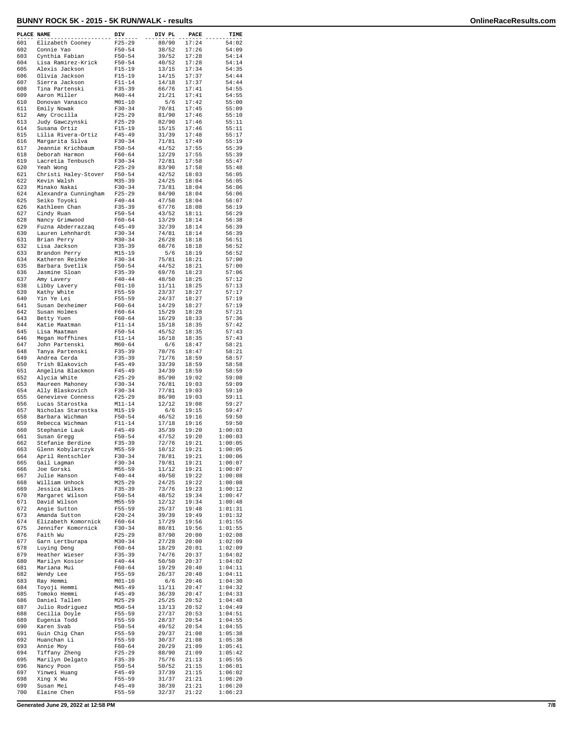# BUNNY ROCK 5K - 2015 - 5K RUN/WALK - results

| PLACE | NAME | DIV | DIV PL | PACE | TIME |
|---|---|---|---|---|---|
| 601 | Elizabeth Cooney | F25-29 | 80/90 | 17:24 | 54:02 |
| 602 | Connie Yao | F50-54 | 38/52 | 17:26 | 54:09 |
| 603 | Cynthia Fabian | F50-54 | 39/52 | 17:28 | 54:14 |
| 604 | Lisa Ramirez-Krick | F50-54 | 40/52 | 17:28 | 54:14 |
| 605 | Alexis Jackson | F15-19 | 13/15 | 17:34 | 54:35 |
| 606 | Olivia Jackson | F15-19 | 14/15 | 17:37 | 54:44 |
| 607 | Sierra Jackson | F11-14 | 14/18 | 17:37 | 54:44 |
| 608 | Tina Partenski | F35-39 | 66/76 | 17:41 | 54:55 |
| 609 | Aaron Miller | M40-44 | 21/21 | 17:41 | 54:55 |
| 610 | Donovan Vanasco | M01-10 | 5/6 | 17:42 | 55:00 |
| 611 | Emily Nowak | F30-34 | 70/81 | 17:45 | 55:09 |
| 612 | Amy Crocilla | F25-29 | 81/90 | 17:46 | 55:10 |
| 613 | Judy Gawczynski | F25-29 | 82/90 | 17:46 | 55:11 |
| 614 | Susana Ortiz | F15-19 | 15/15 | 17:46 | 55:11 |
| 615 | Lilia Rivera-Ortiz | F45-49 | 31/39 | 17:48 | 55:17 |
| 616 | Margarita Silva | F30-34 | 71/81 | 17:49 | 55:19 |
| 617 | Jeannie Krichbaum | F50-54 | 41/52 | 17:55 | 55:39 |
| 618 | Deborah Harmon | F60-64 | 12/29 | 17:55 | 55:39 |
| 619 | Lacretia Tenbusch | F30-34 | 72/81 | 17:58 | 55:47 |
| 620 | Yeah Wong | F25-29 | 83/90 | 17:58 | 55:48 |
| 621 | Christi Haley-Stover | F50-54 | 42/52 | 18:03 | 56:05 |
| 622 | Kevin Walsh | M35-39 | 24/25 | 18:04 | 56:05 |
| 623 | Minako Nakai | F30-34 | 73/81 | 18:04 | 56:06 |
| 624 | Alexandra Cunningham | F25-29 | 84/90 | 18:04 | 56:06 |
| 625 | Seiko Toyoki | F40-44 | 47/50 | 18:04 | 56:07 |
| 626 | Kathleen Chan | F35-39 | 67/76 | 18:08 | 56:19 |
| 627 | Cindy Ruan | F50-54 | 43/52 | 18:11 | 56:29 |
| 628 | Nancy Grimwood | F60-64 | 13/29 | 18:14 | 56:38 |
| 629 | Fuzna Abderrazzaq | F45-49 | 32/39 | 18:14 | 56:39 |
| 630 | Lauren Lehnhardt | F30-34 | 74/81 | 18:14 | 56:39 |
| 631 | Brian Perry | M30-34 | 26/28 | 18:18 | 56:51 |
| 632 | Lisa Jackson | F35-39 | 68/76 | 18:18 | 56:52 |
| 633 | Brandon Perry | M15-19 | 5/6 | 18:19 | 56:52 |
| 634 | Katheren Reinke | F30-34 | 75/81 | 18:21 | 57:00 |
| 635 | Barbara Svetlik | F50-54 | 44/52 | 18:21 | 57:00 |
| 636 | Jasmine Sloan | F35-39 | 69/76 | 18:23 | 57:06 |
| 637 | Amy Lavery | F40-44 | 48/50 | 18:25 | 57:12 |
| 638 | Libby Lavery | F01-10 | 11/11 | 18:25 | 57:13 |
| 639 | Kathy White | F55-59 | 23/37 | 18:27 | 57:17 |
| 640 | Yin Ye Lei | F55-59 | 24/37 | 18:27 | 57:19 |
| 641 | Susan Dexheimer | F60-64 | 14/29 | 18:27 | 57:19 |
| 642 | Susan Holmes | F60-64 | 15/29 | 18:28 | 57:21 |
| 643 | Betty Yuen | F60-64 | 16/29 | 18:33 | 57:36 |
| 644 | Katie Maatman | F11-14 | 15/18 | 18:35 | 57:42 |
| 645 | Lisa Maatman | F50-54 | 45/52 | 18:35 | 57:43 |
| 646 | Megan Hoffhines | F11-14 | 16/18 | 18:35 | 57:43 |
| 647 | John Partenski | M60-64 | 6/6 | 18:47 | 58:21 |
| 648 | Tanya Partenski | F35-39 | 70/76 | 18:47 | 58:21 |
| 649 | Andrea Cerda | F35-39 | 71/76 | 18:59 | 58:57 |
| 650 | Trish Blakovich | F45-49 | 33/39 | 18:59 | 58:58 |
| 651 | Angelina Blackmon | F45-49 | 34/39 | 18:59 | 58:59 |
| 652 | Alycia White | F25-29 | 85/90 | 19:02 | 59:08 |
| 653 | Maureen Mahoney | F30-34 | 76/81 | 19:03 | 59:09 |
| 654 | Ally Blaskovich | F30-34 | 77/81 | 19:03 | 59:10 |
| 655 | Genevieve Conness | F25-29 | 86/90 | 19:03 | 59:11 |
| 656 | Lucas Starostka | M11-14 | 12/12 | 19:08 | 59:27 |
| 657 | Nicholas Starostka | M15-19 | 6/6 | 19:15 | 59:47 |
| 658 | Barbara Wichman | F50-54 | 46/52 | 19:16 | 59:50 |
| 659 | Rebecca Wichman | F11-14 | 17/18 | 19:16 | 59:50 |
| 660 | Stephanie Lauk | F45-49 | 35/39 | 19:20 | 1:00:03 |
| 661 | Susan Gregg | F50-54 | 47/52 | 19:20 | 1:00:03 |
| 662 | Stefanie Berdine | F35-39 | 72/76 | 19:21 | 1:00:05 |
| 663 | Glenn Kobylarczyk | M55-59 | 10/12 | 19:21 | 1:00:05 |
| 664 | April Rentschler | F30-34 | 78/81 | 19:21 | 1:00:06 |
| 665 | Gail Lagman | F30-34 | 79/81 | 19:21 | 1:00:07 |
| 666 | Joe Gorski | M55-59 | 11/12 | 19:21 | 1:00:07 |
| 667 | Julie Hanson | F40-44 | 49/50 | 19:22 | 1:00:08 |
| 668 | William Unhock | M25-29 | 24/25 | 19:22 | 1:00:08 |
| 669 | Jessica Wilkes | F35-39 | 73/76 | 19:23 | 1:00:12 |
| 670 | Margaret Wilson | F50-54 | 48/52 | 19:34 | 1:00:47 |
| 671 | David Wilson | M55-59 | 12/12 | 19:34 | 1:00:48 |
| 672 | Angie Sutton | F55-59 | 25/37 | 19:48 | 1:01:31 |
| 673 | Amanda Sutton | F20-24 | 39/39 | 19:49 | 1:01:32 |
| 674 | Elizabeth Komornick | F60-64 | 17/29 | 19:56 | 1:01:55 |
| 675 | Jennifer Komornick | F30-34 | 80/81 | 19:56 | 1:01:55 |
| 676 | Faith Wu | F25-29 | 87/90 | 20:00 | 1:02:08 |
| 677 | Garn Lertburapa | M30-34 | 27/28 | 20:00 | 1:02:09 |
| 678 | Luying Deng | F60-64 | 18/29 | 20:01 | 1:02:09 |
| 679 | Heather Wieser | F35-39 | 74/76 | 20:37 | 1:04:02 |
| 680 | Marilyn Kosior | F40-44 | 50/50 | 20:37 | 1:04:02 |
| 681 | Mariana Mui | F60-64 | 19/29 | 20:40 | 1:04:11 |
| 682 | Wendy Lee | F55-59 | 26/37 | 20:40 | 1:04:11 |
| 683 | Ray Hemmi | M01-10 | 6/6 | 20:46 | 1:04:30 |
| 684 | Toyoji Hemmi | M45-49 | 11/11 | 20:47 | 1:04:32 |
| 685 | Tomoko Hemmi | F45-49 | 36/39 | 20:47 | 1:04:33 |
| 686 | Daniel Tallen | M25-29 | 25/25 | 20:52 | 1:04:48 |
| 687 | Julio Rodriguez | M50-54 | 13/13 | 20:52 | 1:04:49 |
| 688 | Cecilia Doyle | F55-59 | 27/37 | 20:53 | 1:04:51 |
| 689 | Eugenia Todd | F55-59 | 28/37 | 20:54 | 1:04:55 |
| 690 | Karen Svab | F50-54 | 49/52 | 20:54 | 1:04:55 |
| 691 | Guin Chig Chan | F55-59 | 29/37 | 21:08 | 1:05:38 |
| 692 | Huanchan Li | F55-59 | 30/37 | 21:08 | 1:05:38 |
| 693 | Annie Moy | F60-64 | 20/29 | 21:09 | 1:05:41 |
| 694 | Tiffany Zheng | F25-29 | 88/90 | 21:09 | 1:05:42 |
| 695 | Marilyn Delgato | F35-39 | 75/76 | 21:13 | 1:05:55 |
| 696 | Nancy Poon | F50-54 | 50/52 | 21:15 | 1:06:01 |
| 697 | Yinwei Huang | F45-49 | 37/39 | 21:15 | 1:06:02 |
| 698 | Xing X Wu | F55-59 | 31/37 | 21:21 | 1:06:20 |
| 699 | Susan Mei | F45-49 | 38/39 | 21:21 | 1:06:20 |
| 700 | Elaine Chen | F55-59 | 32/37 | 21:22 | 1:06:23 |

Generated June 29, 2022 at 12:58 PM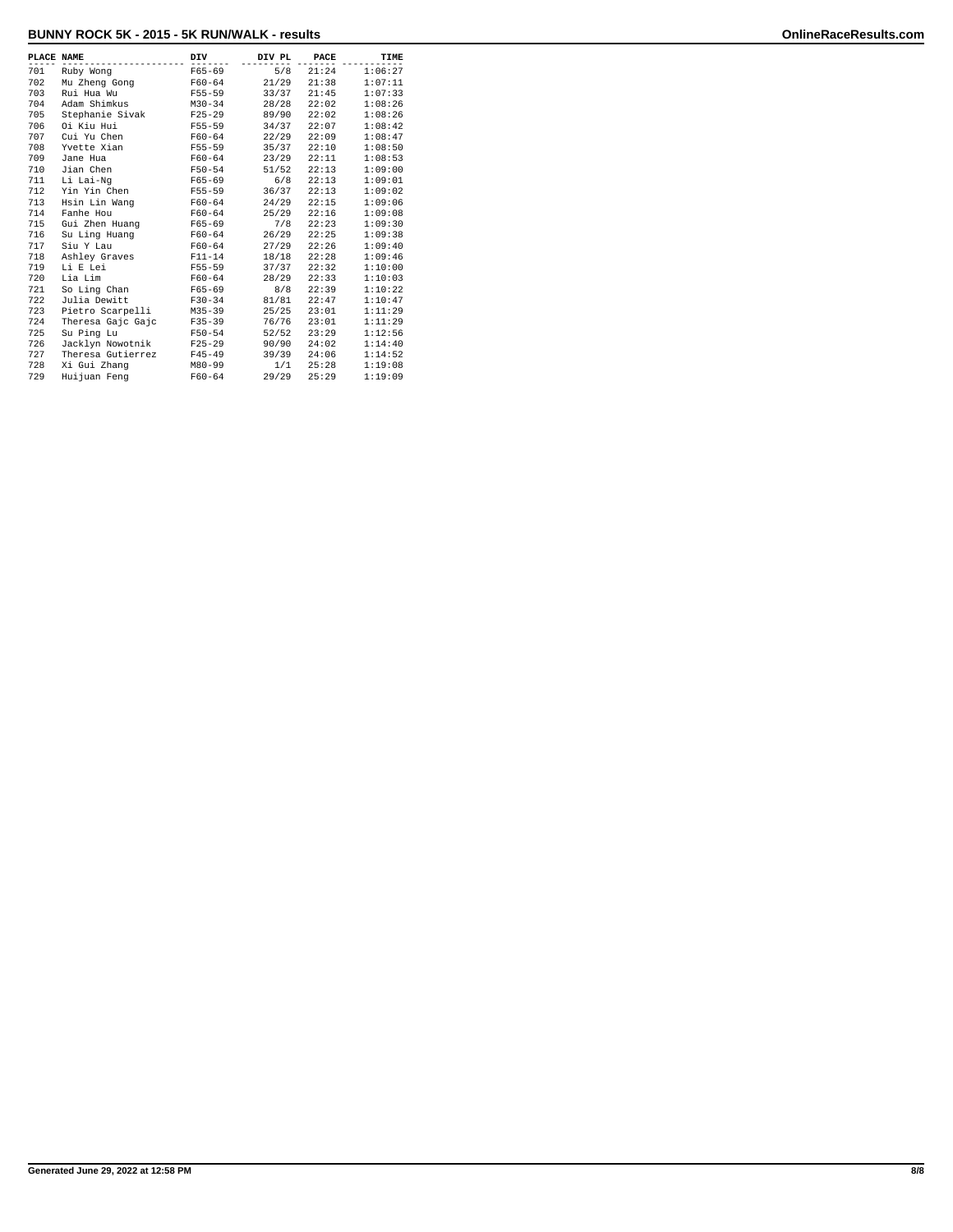| PLACE | NAME | DIV | DIV PL | PACE | TIME |
|---|---|---|---|---|---|
| 701 | Ruby Wong | F65-69 | 5/8 | 21:24 | 1:06:27 |
| 702 | Mu Zheng Gong | F60-64 | 21/29 | 21:38 | 1:07:11 |
| 703 | Rui Hua Wu | F55-59 | 33/37 | 21:45 | 1:07:33 |
| 704 | Adam Shimkus | M30-34 | 28/28 | 22:02 | 1:08:26 |
| 705 | Stephanie Sivak | F25-29 | 89/90 | 22:02 | 1:08:26 |
| 706 | Oi Kiu Hui | F55-59 | 34/37 | 22:07 | 1:08:42 |
| 707 | Cui Yu Chen | F60-64 | 22/29 | 22:09 | 1:08:47 |
| 708 | Yvette Xian | F55-59 | 35/37 | 22:10 | 1:08:50 |
| 709 | Jane Hua | F60-64 | 23/29 | 22:11 | 1:08:53 |
| 710 | Jian Chen | F50-54 | 51/52 | 22:13 | 1:09:00 |
| 711 | Li Lai-Ng | F65-69 | 6/8 | 22:13 | 1:09:01 |
| 712 | Yin Yin Chen | F55-59 | 36/37 | 22:13 | 1:09:02 |
| 713 | Hsin Lin Wang | F60-64 | 24/29 | 22:15 | 1:09:06 |
| 714 | Fanhe Hou | F60-64 | 25/29 | 22:16 | 1:09:08 |
| 715 | Gui Zhen Huang | F65-69 | 7/8 | 22:23 | 1:09:30 |
| 716 | Su Ling Huang | F60-64 | 26/29 | 22:25 | 1:09:38 |
| 717 | Siu Y Lau | F60-64 | 27/29 | 22:26 | 1:09:40 |
| 718 | Ashley Graves | F11-14 | 18/18 | 22:28 | 1:09:46 |
| 719 | Li E Lei | F55-59 | 37/37 | 22:32 | 1:10:00 |
| 720 | Lia Lim | F60-64 | 28/29 | 22:33 | 1:10:03 |
| 721 | So Ling Chan | F65-69 | 8/8 | 22:39 | 1:10:22 |
| 722 | Julia Dewitt | F30-34 | 81/81 | 22:47 | 1:10:47 |
| 723 | Pietro Scarpelli | M35-39 | 25/25 | 23:01 | 1:11:29 |
| 724 | Theresa Gajc Gajc | F35-39 | 76/76 | 23:01 | 1:11:29 |
| 725 | Su Ping Lu | F50-54 | 52/52 | 23:29 | 1:12:56 |
| 726 | Jacklyn Nowotnik | F25-29 | 90/90 | 24:02 | 1:14:40 |
| 727 | Theresa Gutierrez | F45-49 | 39/39 | 24:06 | 1:14:52 |
| 728 | Xi Gui Zhang | M80-99 | 1/1 | 25:28 | 1:19:08 |
| 729 | Huijuan Feng | F60-64 | 29/29 | 25:29 | 1:19:09 |